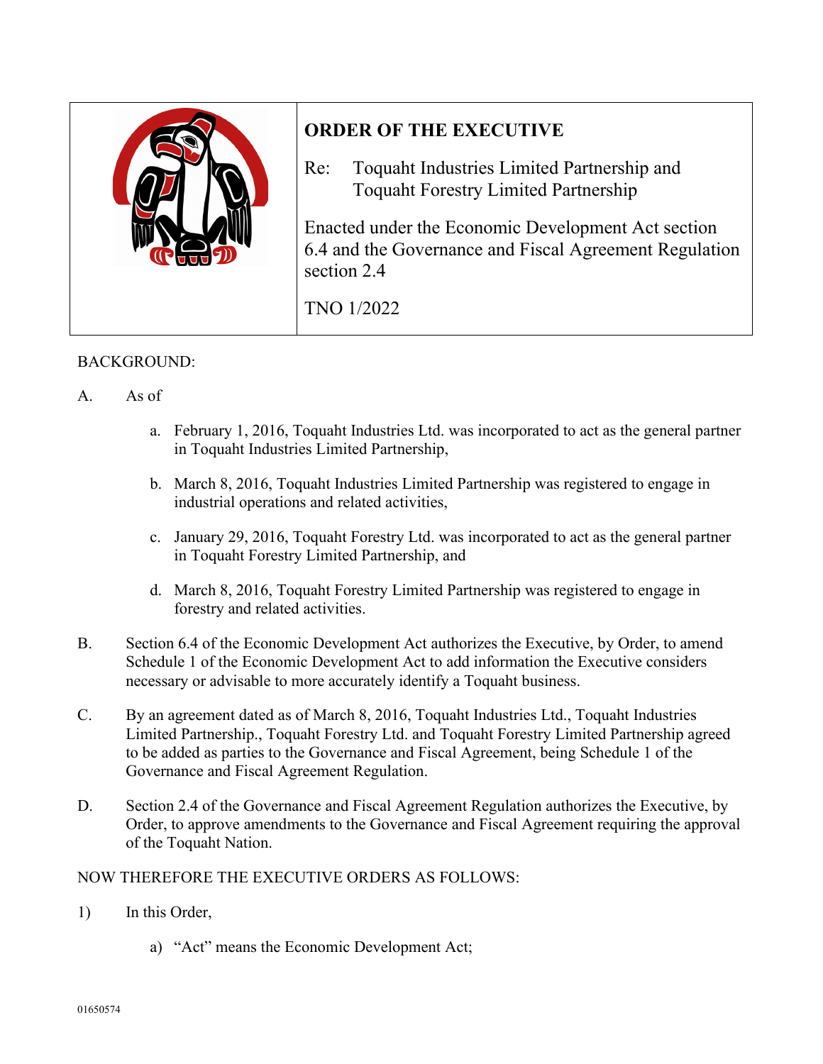# ORDER OF THE EXECUTIVE

Re: Toquaht Industries Limited Partnership and Toquaht Forestry Limited Partnership

Enacted under the Economic Development Act section 6.4 and the Governance and Fiscal Agreement Regulation section 2.4

TNO 1/2022

BACKGROUND:

A. As of

   a. February 1, 2016, Toquaht Industries Ltd. was incorporated to act as the general partner in Toquaht Industries Limited Partnership,

   b. March 8, 2016, Toquaht Industries Limited Partnership was registered to engage in industrial operations and related activities,

   c. January 29, 2016, Toquaht Forestry Ltd. was incorporated to act as the general partner in Toquaht Forestry Limited Partnership, and

   d. March 8, 2016, Toquaht Forestry Limited Partnership was registered to engage in forestry and related activities.

B. Section 6.4 of the Economic Development Act authorizes the Executive, by Order, to amend Schedule 1 of the Economic Development Act to add information the Executive considers necessary or advisable to more accurately identify a Toquaht business.

C. By an agreement dated as of March 8, 2016, Toquaht Industries Ltd., Toquaht Industries Limited Partnership., Toquaht Forestry Ltd. and Toquaht Forestry Limited Partnership agreed to be added as parties to the Governance and Fiscal Agreement, being Schedule 1 of the Governance and Fiscal Agreement Regulation.

D. Section 2.4 of the Governance and Fiscal Agreement Regulation authorizes the Executive, by Order, to approve amendments to the Governance and Fiscal Agreement requiring the approval of the Toquaht Nation.

NOW THEREFORE THE EXECUTIVE ORDERS AS FOLLOWS:

1) In this Order,

   a) "Act" means the Economic Development Act;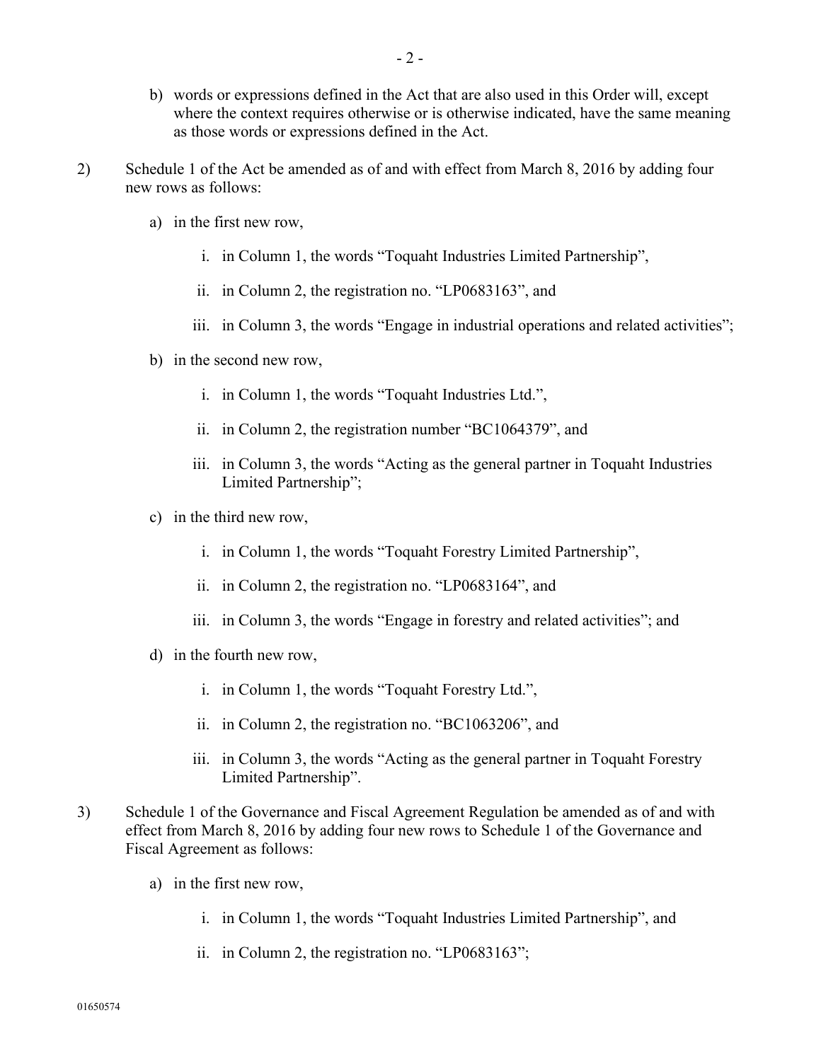b) words or expressions defined in the Act that are also used in this Order will, except where the context requires otherwise or is otherwise indicated, have the same meaning as those words or expressions defined in the Act.

2) Schedule 1 of the Act be amended as of and with effect from March 8, 2016 by adding four new rows as follows:

   a) in the first new row,

      i. in Column 1, the words "Toquaht Industries Limited Partnership",

      ii. in Column 2, the registration no. "LP0683163", and

      iii. in Column 3, the words "Engage in industrial operations and related activities";

   b) in the second new row,

      i. in Column 1, the words "Toquaht Industries Ltd.",

      ii. in Column 2, the registration number "BC1064379", and

      iii. in Column 3, the words "Acting as the general partner in Toquaht Industries Limited Partnership";

   c) in the third new row,

      i. in Column 1, the words "Toquaht Forestry Limited Partnership",

      ii. in Column 2, the registration no. "LP0683164", and

      iii. in Column 3, the words "Engage in forestry and related activities"; and

   d) in the fourth new row,

      i. in Column 1, the words "Toquaht Forestry Ltd.",

      ii. in Column 2, the registration no. "BC1063206", and

      iii. in Column 3, the words "Acting as the general partner in Toquaht Forestry Limited Partnership".

3) Schedule 1 of the Governance and Fiscal Agreement Regulation be amended as of and with effect from March 8, 2016 by adding four new rows to Schedule 1 of the Governance and Fiscal Agreement as follows:

   a) in the first new row,

      i. in Column 1, the words "Toquaht Industries Limited Partnership", and

      ii. in Column 2, the registration no. "LP0683163";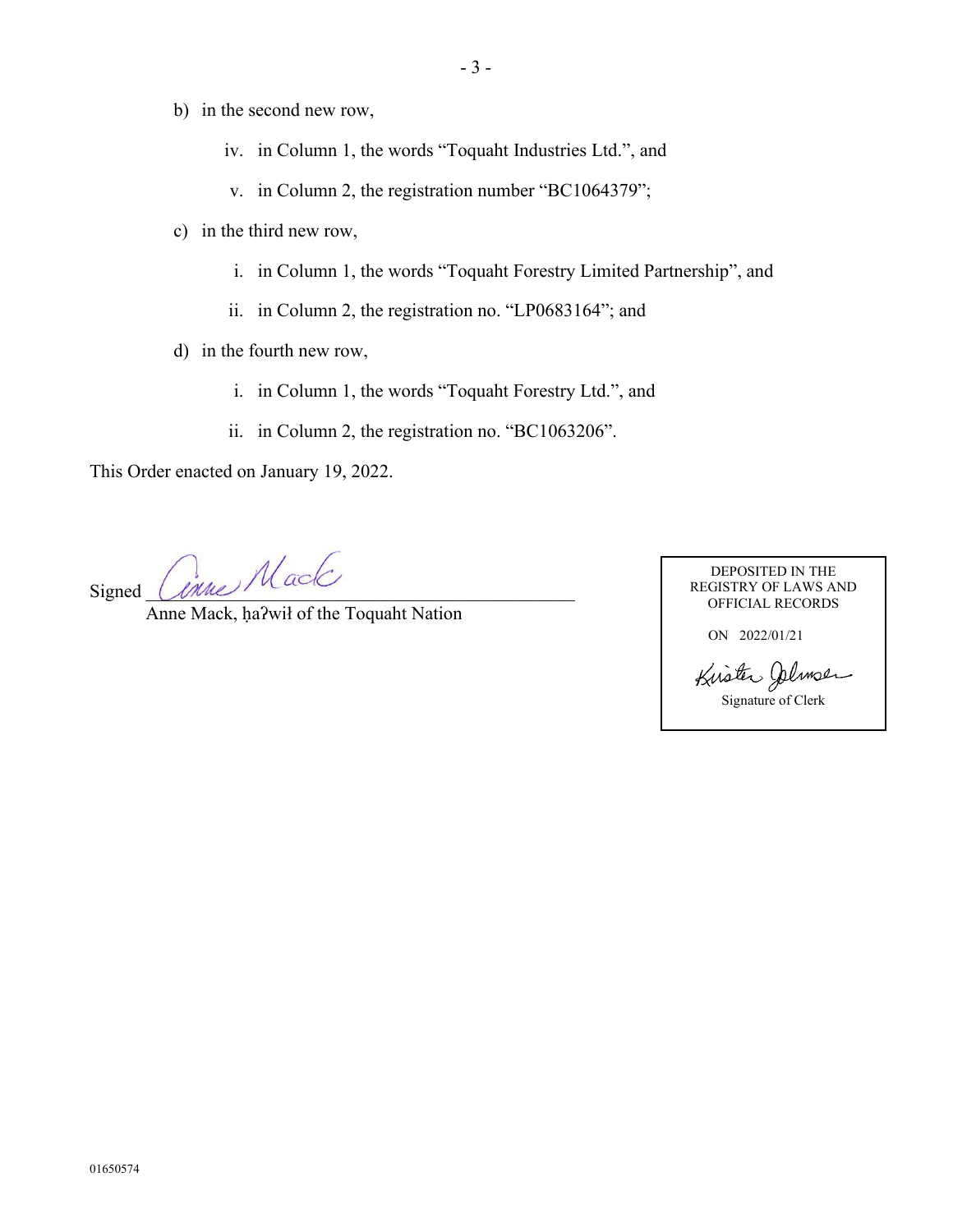b) in the second new row,

   iv. in Column 1, the words "Toquaht Industries Ltd.", and

   v. in Column 2, the registration number "BC1064379";

c) in the third new row,

   i. in Column 1, the words "Toquaht Forestry Limited Partnership", and

   ii. in Column 2, the registration no. "LP0683164"; and

d) in the fourth new row,

   i. in Column 1, the words "Toquaht Forestry Ltd.", and

   ii. in Column 2, the registration no. "BC1063206".

This Order enacted on January 19, 2022.

Signed ______________________________

Anne Mack, ḥaʔwił of the Toquaht Nation

DEPOSITED IN THE REGISTRY OF LAWS AND OFFICIAL RECORDS

ON 2022/01/21

Signature of Clerk

01650574